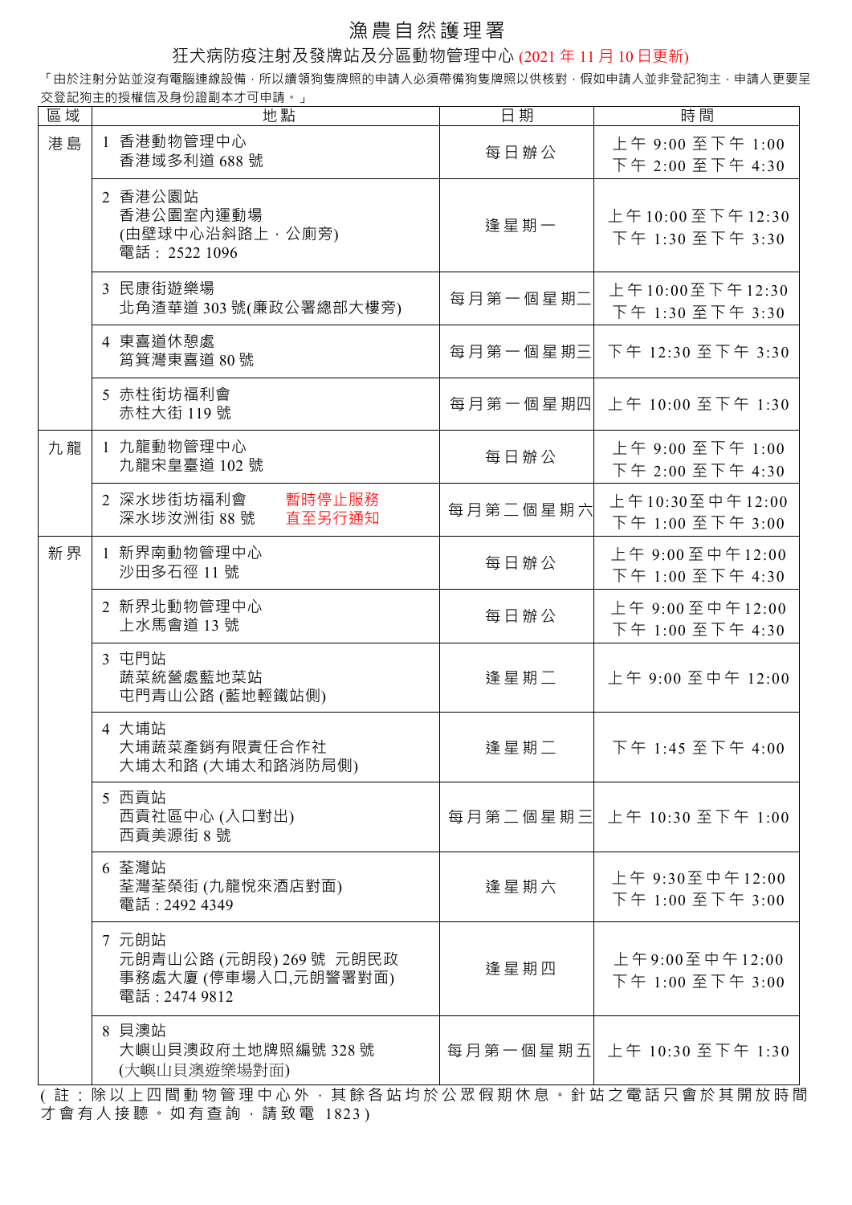# 漁農自然護理署

## 狂犬病防疫注射及發牌站及分區動物管理中心 (2021 年 11 月 10 日更新)

「由於注射分站並沒有電腦連線設備，所以續領狗隻牌照的申請人必須帶備狗隻牌照以供核對，假如申請人並非登記狗主，申請人更要呈交登記狗主的授權信及身份證副本才可申請。」

| 區域 | 地點 | 日期 | 時間 |
|---|---|---|---|
| 港島 | 1 香港動物管理中心<br>香港域多利道 688 號 | 每日辦公 | 上午 9:00 至下午 1:00<br>下午 2:00 至下午 4:30 |
| | 2 香港公園站<br>香港公園室內運動場<br>(由壁球中心沿斜路上，公廁旁)<br>電話：2522 1096 | 逢星期一 | 上午 10:00 至下午 12:30<br>下午 1:30 至下午 3:30 |
| | 3 民康街遊樂場<br>北角渣華道 303 號(廉政公署總部大樓旁) | 每月第一個星期二 | 上午 10:00 至下午 12:30<br>下午 1:30 至下午 3:30 |
| | 4 東喜道休憩處<br>筲箕灣東喜道 80 號 | 每月第一個星期三 | 下午 12:30 至下午 3:30 |
| | 5 赤柱街坊福利會<br>赤柱大街 119 號 | 每月第一個星期四 | 上午 10:00 至下午 1:30 |
| 九龍 | 1 九龍動物管理中心<br>九龍宋皇臺道 102 號 | 每日辦公 | 上午 9:00 至下午 1:00<br>下午 2:00 至下午 4:30 |
| | 2 深水埗街坊福利會<br>深水埗汝洲街 88 號<br>暫時停止服務<br>直至另行通知 | 每月第二個星期六 | 上午 10:30 至中午 12:00<br>下午 1:00 至下午 3:00 |
| 新界 | 1 新界南動物管理中心<br>沙田多石徑 11 號 | 每日辦公 | 上午 9:00 至中午 12:00<br>下午 1:00 至下午 4:30 |
| | 2 新界北動物管理中心<br>上水馬會道 13 號 | 每日辦公 | 上午 9:00 至中午 12:00<br>下午 1:00 至下午 4:30 |
| | 3 屯門站<br>蔬菜統營處藍地菜站<br>屯門青山公路 (藍地輕鐵站側) | 逢星期二 | 上午 9:00 至中午 12:00 |
| | 4 大埔站<br>大埔蔬菜產銷有限責任合作社<br>大埔太和路 (大埔太和路消防局側) | 逢星期二 | 下午 1:45 至下午 4:00 |
| | 5 西貢站<br>西貢社區中心 (入口對出)<br>西貢美源街 8 號 | 每月第二個星期三 | 上午 10:30 至下午 1:00 |
| | 6 荃灣站<br>荃灣荃榮街 (九龍悅來酒店對面)<br>電話：2492 4349 | 逢星期六 | 上午 9:30 至中午 12:00<br>下午 1:00 至下午 3:00 |
| | 7 元朗站<br>元朗青山公路 (元朗段) 269 號 元朗民政事務處大廈 (停車場入口,元朗警署對面)<br>電話：2474 9812 | 逢星期四 | 上午 9:00 至中午 12:00<br>下午 1:00 至下午 3:00 |
| | 8 貝澳站<br>大嶼山貝澳政府土地牌照編號 328 號<br>(大嶼山貝澳遊樂場對面) | 每月第一個星期五 | 上午 10:30 至下午 1:30 |

(註：除以上四間動物管理中心外，其餘各站均於公眾假期休息。針站之電話只會於其開放時間才會有人接聽。如有查詢，請致電 1823)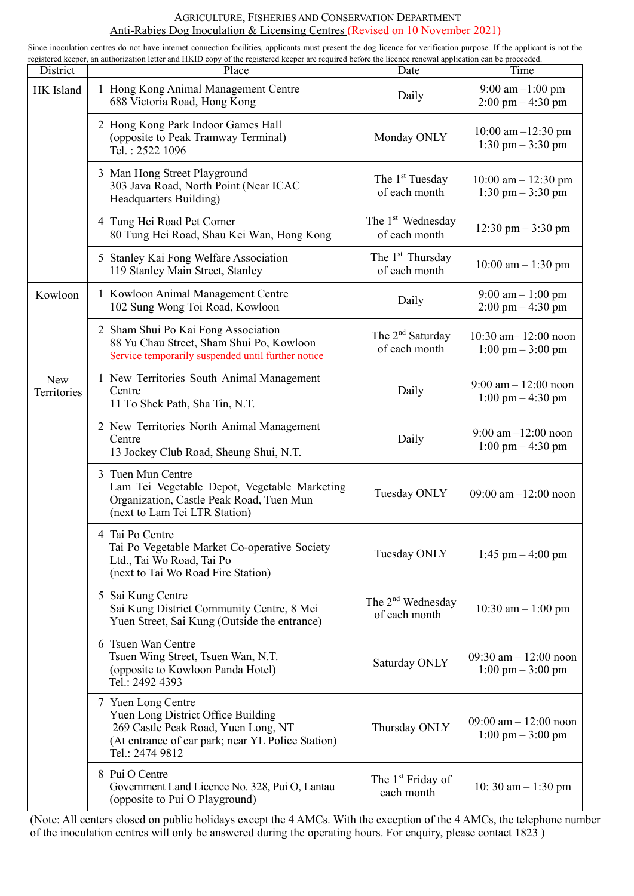AGRICULTURE, FISHERIES AND CONSERVATION DEPARTMENT

Anti-Rabies Dog Inoculation & Licensing Centres (Revised on 10 November 2021)

Since inoculation centres do not have internet connection facilities, applicants must present the dog licence for verification purpose. If the applicant is not the registered keeper, an authorization letter and HKID copy of the registered keeper are required before the licence renewal application can be proceeded.

| District | Place | Date | Time |
|---|---|---|---|
| HK Island | 1 Hong Kong Animal Management Centre<br>688 Victoria Road, Hong Kong | Daily | 9:00 am –1:00 pm<br>2:00 pm – 4:30 pm |
| | 2 Hong Kong Park Indoor Games Hall<br>(opposite to Peak Tramway Terminal)<br>Tel. : 2522 1096 | Monday ONLY | 10:00 am –12:30 pm<br>1:30 pm – 3:30 pm |
| | 3 Man Hong Street Playground<br>303 Java Road, North Point (Near ICAC Headquarters Building) | The 1st Tuesday of each month | 10:00 am – 12:30 pm<br>1:30 pm – 3:30 pm |
| | 4 Tung Hei Road Pet Corner<br>80 Tung Hei Road, Shau Kei Wan, Hong Kong | The 1st Wednesday of each month | 12:30 pm – 3:30 pm |
| | 5 Stanley Kai Fong Welfare Association<br>119 Stanley Main Street, Stanley | The 1st Thursday of each month | 10:00 am – 1:30 pm |
| Kowloon | 1 Kowloon Animal Management Centre<br>102 Sung Wong Toi Road, Kowloon | Daily | 9:00 am – 1:00 pm<br>2:00 pm – 4:30 pm |
| | 2 Sham Shui Po Kai Fong Association<br>88 Yu Chau Street, Sham Shui Po, Kowloon<br>Service temporarily suspended until further notice | The 2nd Saturday of each month | 10:30 am– 12:00 noon<br>1:00 pm – 3:00 pm |
| New Territories | 1 New Territories South Animal Management Centre<br>11 To Shek Path, Sha Tin, N.T. | Daily | 9:00 am – 12:00 noon<br>1:00 pm – 4:30 pm |
| | 2 New Territories North Animal Management Centre<br>13 Jockey Club Road, Sheung Shui, N.T. | Daily | 9:00 am –12:00 noon<br>1:00 pm – 4:30 pm |
| | 3 Tuen Mun Centre<br>Lam Tei Vegetable Depot, Vegetable Marketing Organization, Castle Peak Road, Tuen Mun<br>(next to Lam Tei LTR Station) | Tuesday ONLY | 09:00 am –12:00 noon |
| | 4 Tai Po Centre<br>Tai Po Vegetable Market Co-operative Society Ltd., Tai Wo Road, Tai Po<br>(next to Tai Wo Road Fire Station) | Tuesday ONLY | 1:45 pm – 4:00 pm |
| | 5 Sai Kung Centre<br>Sai Kung District Community Centre, 8 Mei Yuen Street, Sai Kung (Outside the entrance) | The 2nd Wednesday of each month | 10:30 am – 1:00 pm |
| | 6 Tsuen Wan Centre<br>Tsuen Wing Street, Tsuen Wan, N.T.<br>(opposite to Kowloon Panda Hotel)<br>Tel.: 2492 4393 | Saturday ONLY | 09:30 am – 12:00 noon<br>1:00 pm – 3:00 pm |
| | 7 Yuen Long Centre<br>Yuen Long District Office Building<br>269 Castle Peak Road, Yuen Long, NT<br>(At entrance of car park; near YL Police Station)<br>Tel.: 2474 9812 | Thursday ONLY | 09:00 am – 12:00 noon<br>1:00 pm – 3:00 pm |
| | 8 Pui O Centre<br>Government Land Licence No. 328, Pui O, Lantau<br>(opposite to Pui O Playground) | The 1st Friday of each month | 10: 30 am – 1:30 pm |

(Note: All centers closed on public holidays except the 4 AMCs. With the exception of the 4 AMCs, the telephone number of the inoculation centres will only be answered during the operating hours. For enquiry, please contact 1823 )